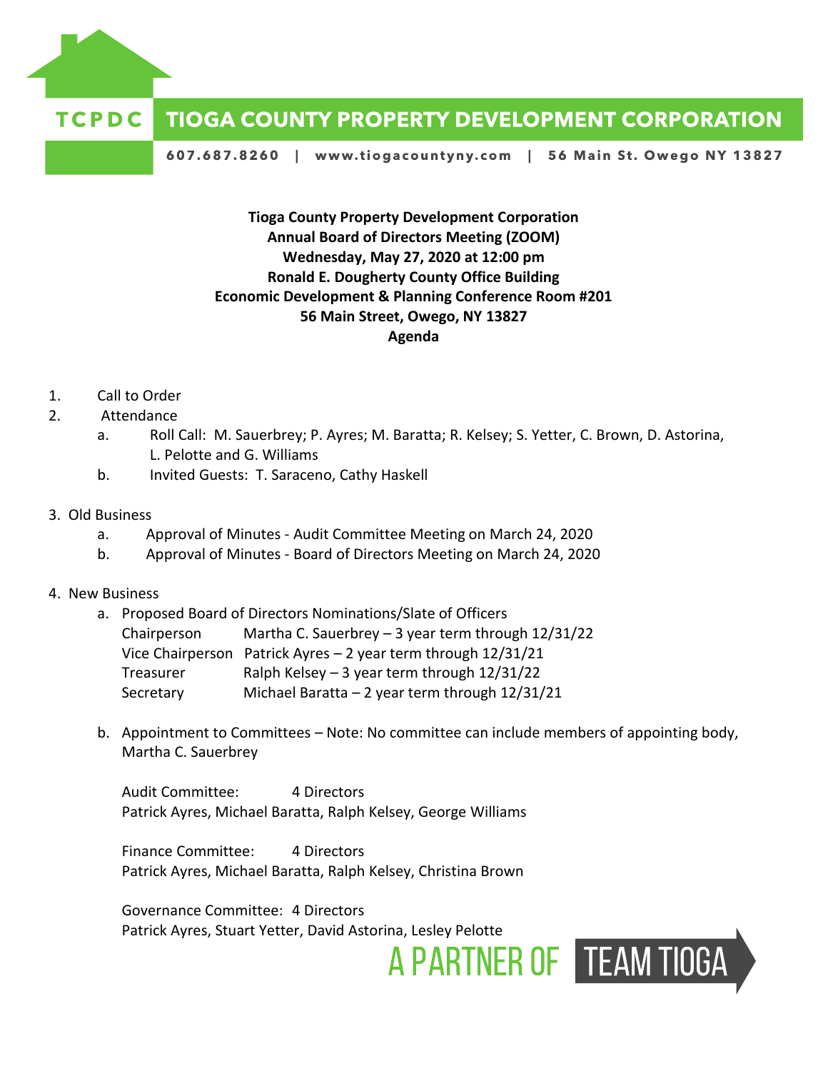# TCPDC TIOGA COUNTY PROPERTY DEVELOPMENT CORPORATION

607.687.8260 | www.tiogacountyny.com | 56 Main St. Owego NY 13827

**Tioga County Property Development Corporation**
**Annual Board of Directors Meeting (ZOOM)**
**Wednesday, May 27, 2020 at 12:00 pm**
**Ronald E. Dougherty County Office Building**
**Economic Development & Planning Conference Room #201**
**56 Main Street, Owego, NY 13827**
**Agenda**

1. Call to Order
2. Attendance
   a. Roll Call: M. Sauerbrey; P. Ayres; M. Baratta; R. Kelsey; S. Yetter, C. Brown, D. Astorina, L. Pelotte and G. Williams
   b. Invited Guests: T. Saraceno, Cathy Haskell

3. Old Business
   a. Approval of Minutes - Audit Committee Meeting on March 24, 2020
   b. Approval of Minutes - Board of Directors Meeting on March 24, 2020

4. New Business
   a. Proposed Board of Directors Nominations/Slate of Officers

      | | |
      |---|---|
      | Chairperson | Martha C. Sauerbrey – 3 year term through 12/31/22 |
      | Vice Chairperson | Patrick Ayres – 2 year term through 12/31/21 |
      | Treasurer | Ralph Kelsey – 3 year term through 12/31/22 |
      | Secretary | Michael Baratta – 2 year term through 12/31/21 |

   b. Appointment to Committees – Note: No committee can include members of appointing body, Martha C. Sauerbrey

      Audit Committee: 4 Directors
      Patrick Ayres, Michael Baratta, Ralph Kelsey, George Williams

      Finance Committee: 4 Directors
      Patrick Ayres, Michael Baratta, Ralph Kelsey, Christina Brown

      Governance Committee: 4 Directors
      Patrick Ayres, Stuart Yetter, David Astorina, Lesley Pelotte

A PARTNER OF TEAM TIOGA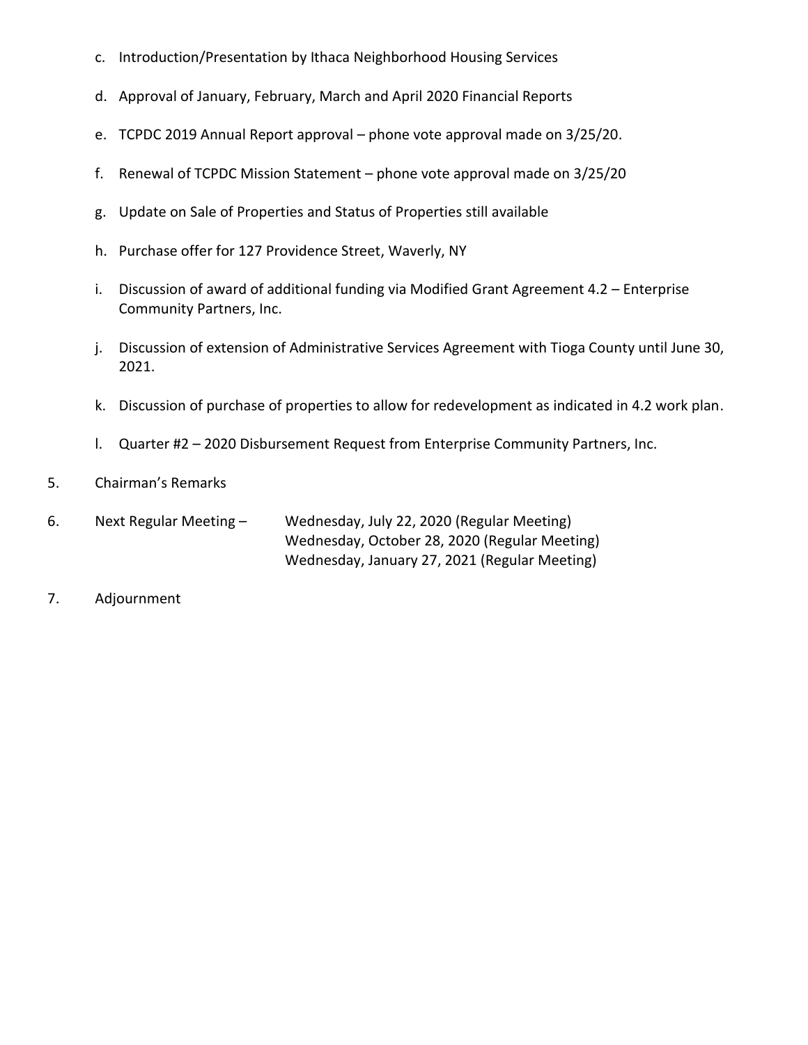c. Introduction/Presentation by Ithaca Neighborhood Housing Services

d. Approval of January, February, March and April 2020 Financial Reports

e. TCPDC 2019 Annual Report approval – phone vote approval made on 3/25/20.

f. Renewal of TCPDC Mission Statement – phone vote approval made on 3/25/20

g. Update on Sale of Properties and Status of Properties still available

h. Purchase offer for 127 Providence Street, Waverly, NY

i. Discussion of award of additional funding via Modified Grant Agreement 4.2 – Enterprise Community Partners, Inc.

j. Discussion of extension of Administrative Services Agreement with Tioga County until June 30, 2021.

k. Discussion of purchase of properties to allow for redevelopment as indicated in 4.2 work plan.

l. Quarter #2 – 2020 Disbursement Request from Enterprise Community Partners, Inc.

5. Chairman's Remarks

6. Next Regular Meeting – Wednesday, July 22, 2020 (Regular Meeting)
   Wednesday, October 28, 2020 (Regular Meeting)
   Wednesday, January 27, 2021 (Regular Meeting)

7. Adjournment